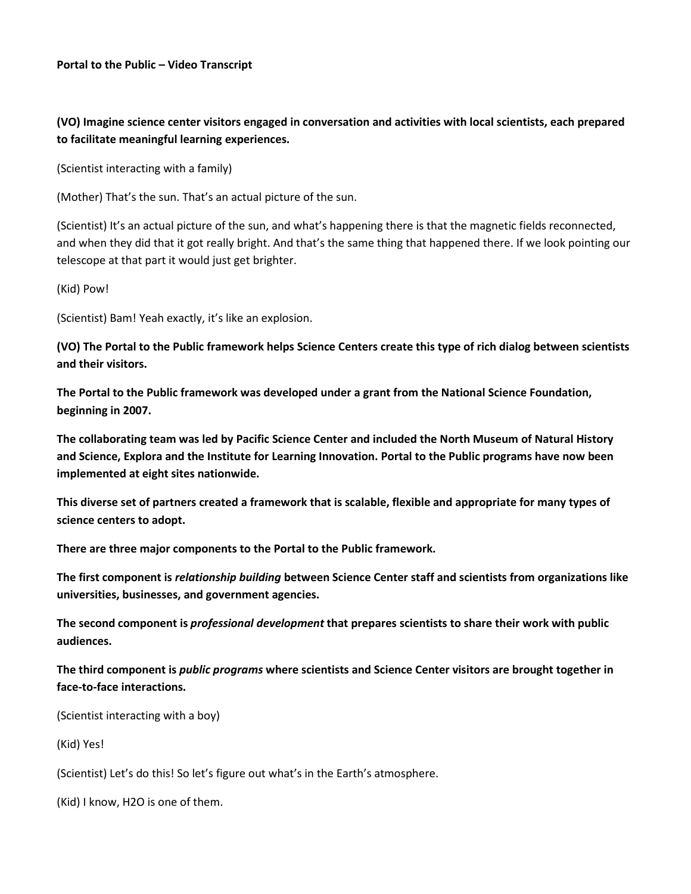**Portal to the Public – Video Transcript**

**(VO) Imagine science center visitors engaged in conversation and activities with local scientists, each prepared to facilitate meaningful learning experiences.**

(Scientist interacting with a family)

(Mother) That's the sun. That's an actual picture of the sun.

(Scientist) It's an actual picture of the sun, and what's happening there is that the magnetic fields reconnected, and when they did that it got really bright. And that's the same thing that happened there. If we look pointing our telescope at that part it would just get brighter.

(Kid) Pow!

(Scientist) Bam! Yeah exactly, it's like an explosion.

**(VO) The Portal to the Public framework helps Science Centers create this type of rich dialog between scientists and their visitors.**

**The Portal to the Public framework was developed under a grant from the National Science Foundation, beginning in 2007.**

**The collaborating team was led by Pacific Science Center and included the North Museum of Natural History and Science, Explora and the Institute for Learning Innovation. Portal to the Public programs have now been implemented at eight sites nationwide.**

**This diverse set of partners created a framework that is scalable, flexible and appropriate for many types of science centers to adopt.**

**There are three major components to the Portal to the Public framework.**

**The first component is *relationship building* between Science Center staff and scientists from organizations like universities, businesses, and government agencies.**

**The second component is *professional development* that prepares scientists to share their work with public audiences.**

**The third component is *public programs* where scientists and Science Center visitors are brought together in face-to-face interactions.**

(Scientist interacting with a boy)

(Kid) Yes!

(Scientist) Let's do this! So let's figure out what's in the Earth's atmosphere.

(Kid) I know, $H_2O$ is one of them.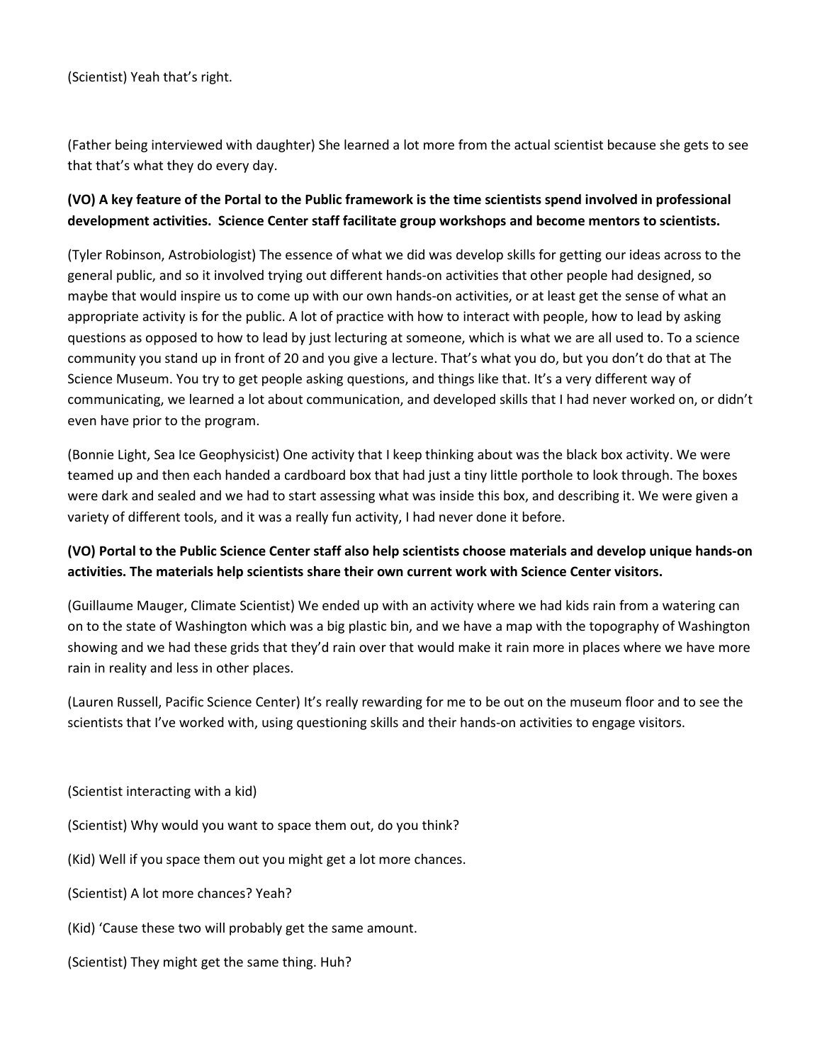(Scientist) Yeah that's right.

(Father being interviewed with daughter) She learned a lot more from the actual scientist because she gets to see that that's what they do every day.

**(VO) A key feature of the Portal to the Public framework is the time scientists spend involved in professional development activities. Science Center staff facilitate group workshops and become mentors to scientists.**

(Tyler Robinson, Astrobiologist) The essence of what we did was develop skills for getting our ideas across to the general public, and so it involved trying out different hands-on activities that other people had designed, so maybe that would inspire us to come up with our own hands-on activities, or at least get the sense of what an appropriate activity is for the public. A lot of practice with how to interact with people, how to lead by asking questions as opposed to how to lead by just lecturing at someone, which is what we are all used to. To a science community you stand up in front of 20 and you give a lecture. That's what you do, but you don't do that at The Science Museum. You try to get people asking questions, and things like that. It's a very different way of communicating, we learned a lot about communication, and developed skills that I had never worked on, or didn't even have prior to the program.

(Bonnie Light, Sea Ice Geophysicist) One activity that I keep thinking about was the black box activity. We were teamed up and then each handed a cardboard box that had just a tiny little porthole to look through. The boxes were dark and sealed and we had to start assessing what was inside this box, and describing it. We were given a variety of different tools, and it was a really fun activity, I had never done it before.

**(VO) Portal to the Public Science Center staff also help scientists choose materials and develop unique hands-on activities. The materials help scientists share their own current work with Science Center visitors.**

(Guillaume Mauger, Climate Scientist) We ended up with an activity where we had kids rain from a watering can on to the state of Washington which was a big plastic bin, and we have a map with the topography of Washington showing and we had these grids that they'd rain over that would make it rain more in places where we have more rain in reality and less in other places.

(Lauren Russell, Pacific Science Center) It's really rewarding for me to be out on the museum floor and to see the scientists that I've worked with, using questioning skills and their hands-on activities to engage visitors.

(Scientist interacting with a kid)

(Scientist) Why would you want to space them out, do you think?

(Kid) Well if you space them out you might get a lot more chances.

(Scientist) A lot more chances? Yeah?

(Kid) 'Cause these two will probably get the same amount.

(Scientist) They might get the same thing. Huh?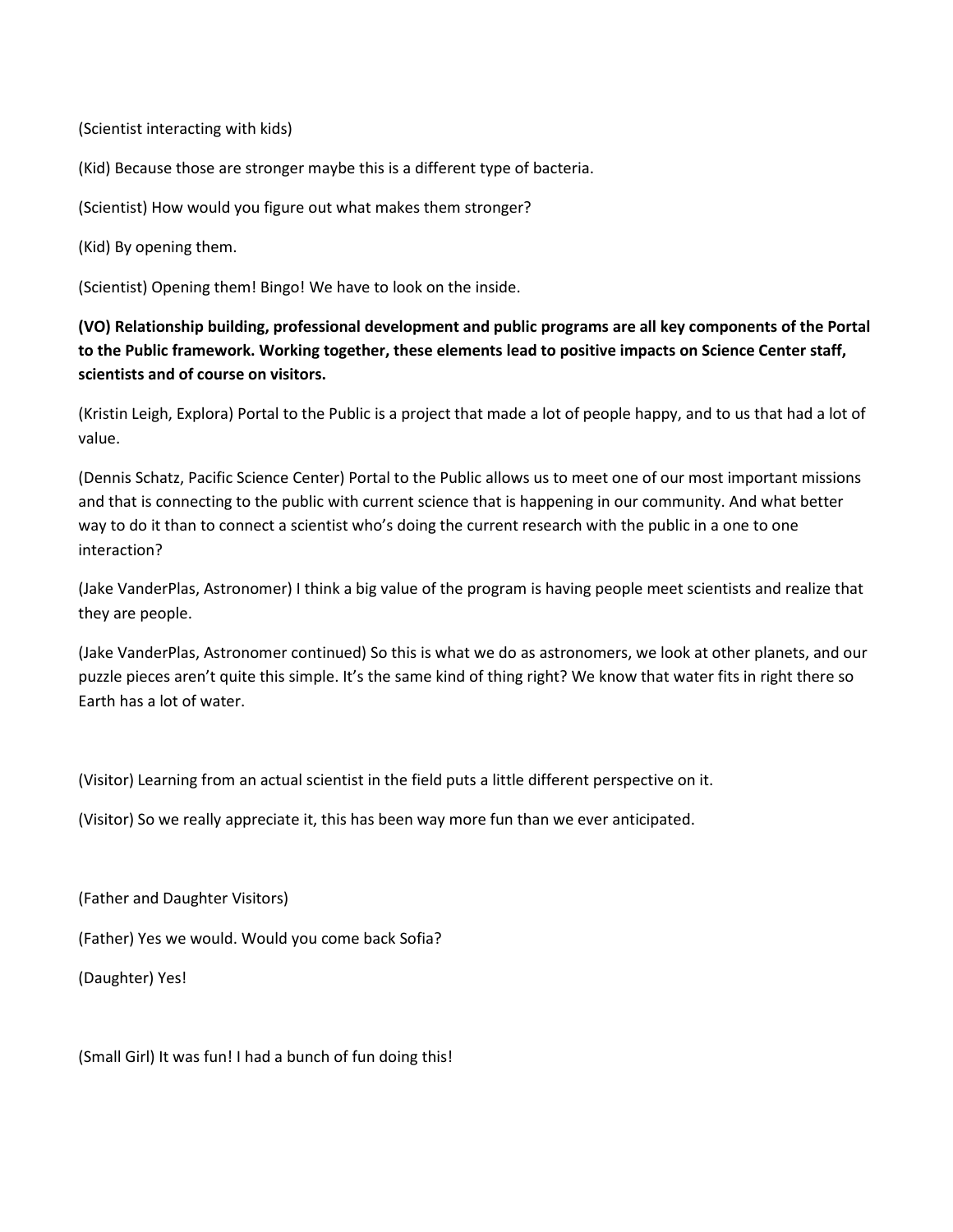(Scientist interacting with kids)

(Kid) Because those are stronger maybe this is a different type of bacteria.

(Scientist) How would you figure out what makes them stronger?

(Kid) By opening them.

(Scientist) Opening them! Bingo! We have to look on the inside.

**(VO) Relationship building, professional development and public programs are all key components of the Portal to the Public framework. Working together, these elements lead to positive impacts on Science Center staff, scientists and of course on visitors.**

(Kristin Leigh, Explora) Portal to the Public is a project that made a lot of people happy, and to us that had a lot of value.

(Dennis Schatz, Pacific Science Center) Portal to the Public allows us to meet one of our most important missions and that is connecting to the public with current science that is happening in our community. And what better way to do it than to connect a scientist who's doing the current research with the public in a one to one interaction?

(Jake VanderPlas, Astronomer) I think a big value of the program is having people meet scientists and realize that they are people.

(Jake VanderPlas, Astronomer continued) So this is what we do as astronomers, we look at other planets, and our puzzle pieces aren't quite this simple. It's the same kind of thing right? We know that water fits in right there so Earth has a lot of water.

(Visitor) Learning from an actual scientist in the field puts a little different perspective on it.

(Visitor) So we really appreciate it, this has been way more fun than we ever anticipated.

(Father and Daughter Visitors)

(Father) Yes we would. Would you come back Sofia?

(Daughter) Yes!

(Small Girl) It was fun! I had a bunch of fun doing this!